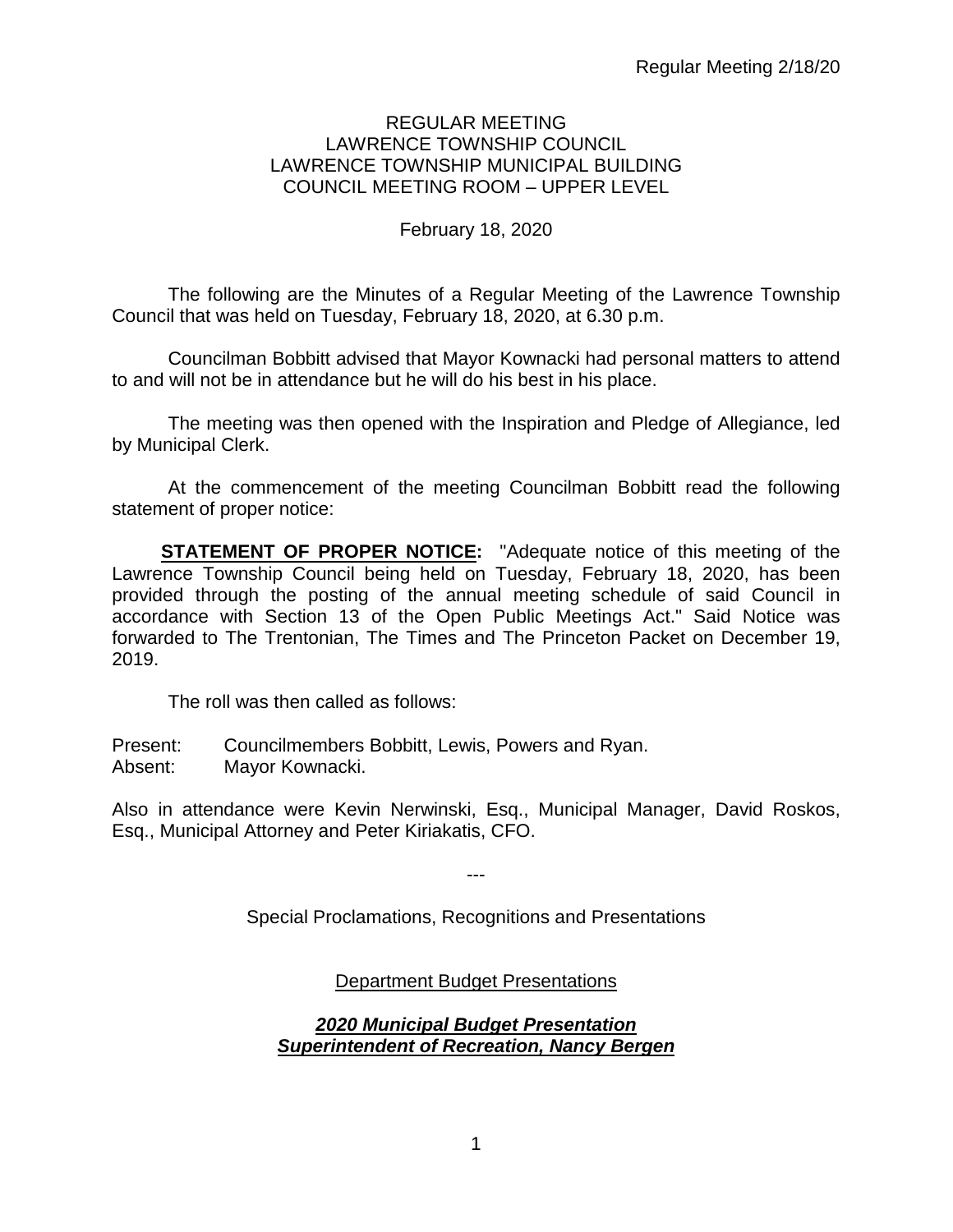# REGULAR MEETING
# LAWRENCE TOWNSHIP COUNCIL
# LAWRENCE TOWNSHIP MUNICIPAL BUILDING
# COUNCIL MEETING ROOM – UPPER LEVEL

February 18, 2020

The following are the Minutes of a Regular Meeting of the Lawrence Township Council that was held on Tuesday, February 18, 2020, at 6.30 p.m.

Councilman Bobbitt advised that Mayor Kownacki had personal matters to attend to and will not be in attendance but he will do his best in his place.

The meeting was then opened with the Inspiration and Pledge of Allegiance, led by Municipal Clerk.

At the commencement of the meeting Councilman Bobbitt read the following statement of proper notice:

**STATEMENT OF PROPER NOTICE:** "Adequate notice of this meeting of the Lawrence Township Council being held on Tuesday, February 18, 2020, has been provided through the posting of the annual meeting schedule of said Council in accordance with Section 13 of the Open Public Meetings Act." Said Notice was forwarded to The Trentonian, The Times and The Princeton Packet on December 19, 2019.

The roll was then called as follows:

Present: Councilmembers Bobbitt, Lewis, Powers and Ryan.
Absent: Mayor Kownacki.

Also in attendance were Kevin Nerwinski, Esq., Municipal Manager, David Roskos, Esq., Municipal Attorney and Peter Kiriakatis, CFO.

---

Special Proclamations, Recognitions and Presentations

Department Budget Presentations

***2020 Municipal Budget Presentation***
***Superintendent of Recreation, Nancy Bergen***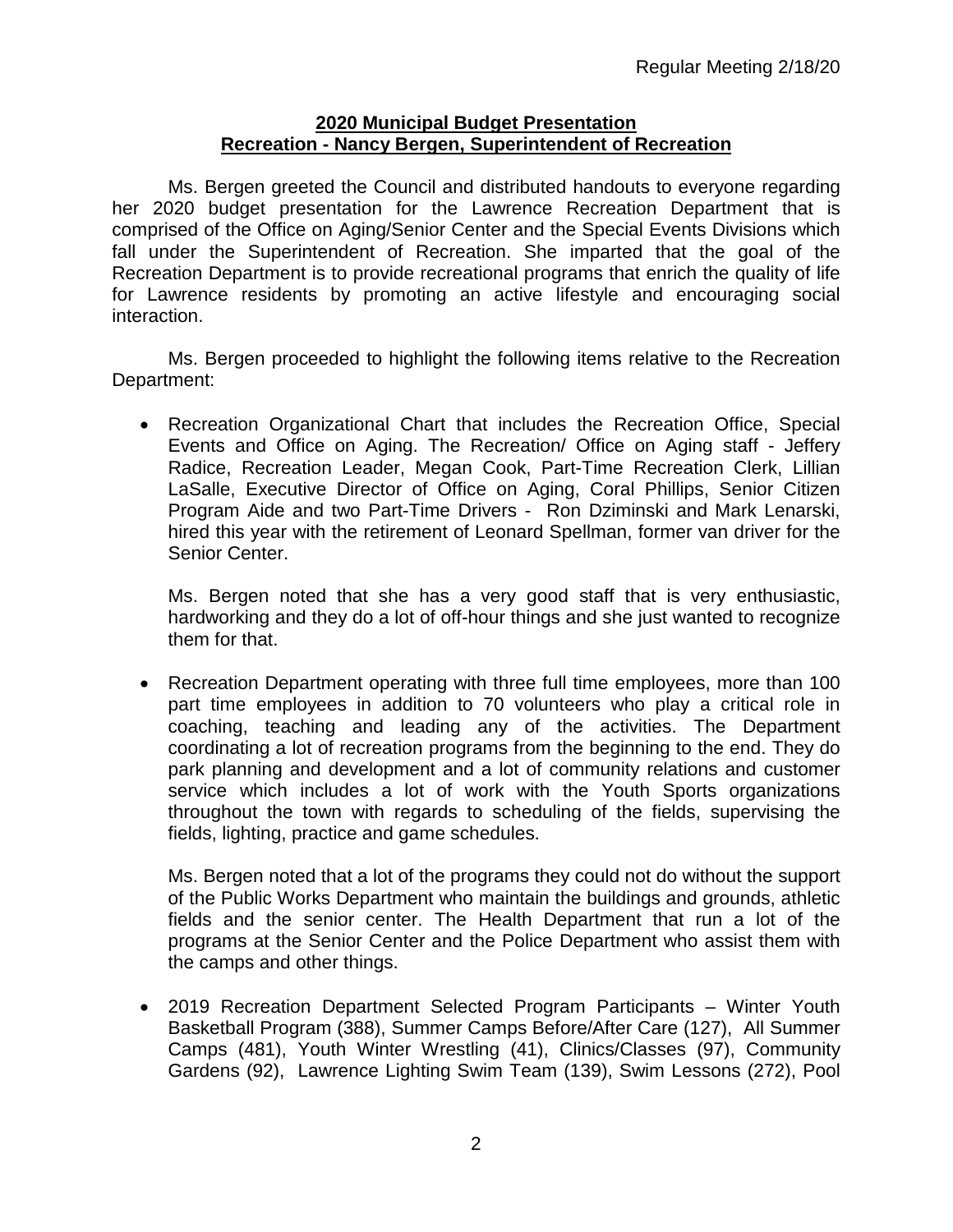**2020 Municipal Budget Presentation**
**Recreation - Nancy Bergen, Superintendent of Recreation**

Ms. Bergen greeted the Council and distributed handouts to everyone regarding her 2020 budget presentation for the Lawrence Recreation Department that is comprised of the Office on Aging/Senior Center and the Special Events Divisions which fall under the Superintendent of Recreation. She imparted that the goal of the Recreation Department is to provide recreational programs that enrich the quality of life for Lawrence residents by promoting an active lifestyle and encouraging social interaction.

Ms. Bergen proceeded to highlight the following items relative to the Recreation Department:

- Recreation Organizational Chart that includes the Recreation Office, Special Events and Office on Aging. The Recreation/ Office on Aging staff - Jeffery Radice, Recreation Leader, Megan Cook, Part-Time Recreation Clerk, Lillian LaSalle, Executive Director of Office on Aging, Coral Phillips, Senior Citizen Program Aide and two Part-Time Drivers - Ron Dziminski and Mark Lenarski, hired this year with the retirement of Leonard Spellman, former van driver for the Senior Center.

  Ms. Bergen noted that she has a very good staff that is very enthusiastic, hardworking and they do a lot of off-hour things and she just wanted to recognize them for that.

- Recreation Department operating with three full time employees, more than 100 part time employees in addition to 70 volunteers who play a critical role in coaching, teaching and leading any of the activities. The Department coordinating a lot of recreation programs from the beginning to the end. They do park planning and development and a lot of community relations and customer service which includes a lot of work with the Youth Sports organizations throughout the town with regards to scheduling of the fields, supervising the fields, lighting, practice and game schedules.

  Ms. Bergen noted that a lot of the programs they could not do without the support of the Public Works Department who maintain the buildings and grounds, athletic fields and the senior center. The Health Department that run a lot of the programs at the Senior Center and the Police Department who assist them with the camps and other things.

- 2019 Recreation Department Selected Program Participants – Winter Youth Basketball Program (388), Summer Camps Before/After Care (127), All Summer Camps (481), Youth Winter Wrestling (41), Clinics/Classes (97), Community Gardens (92), Lawrence Lighting Swim Team (139), Swim Lessons (272), Pool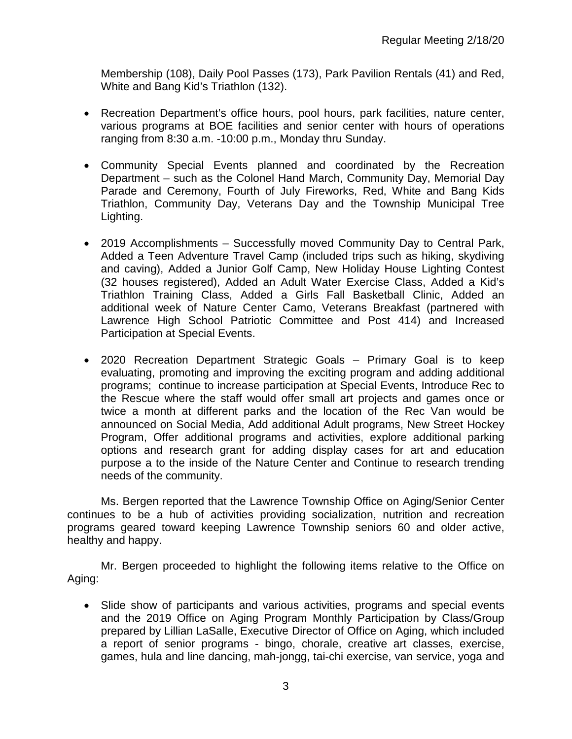Membership (108), Daily Pool Passes (173), Park Pavilion Rentals (41) and Red, White and Bang Kid's Triathlon (132).

- Recreation Department's office hours, pool hours, park facilities, nature center, various programs at BOE facilities and senior center with hours of operations ranging from 8:30 a.m. -10:00 p.m., Monday thru Sunday.

- Community Special Events planned and coordinated by the Recreation Department – such as the Colonel Hand March, Community Day, Memorial Day Parade and Ceremony, Fourth of July Fireworks, Red, White and Bang Kids Triathlon, Community Day, Veterans Day and the Township Municipal Tree Lighting.

- 2019 Accomplishments – Successfully moved Community Day to Central Park, Added a Teen Adventure Travel Camp (included trips such as hiking, skydiving and caving), Added a Junior Golf Camp, New Holiday House Lighting Contest (32 houses registered), Added an Adult Water Exercise Class, Added a Kid's Triathlon Training Class, Added a Girls Fall Basketball Clinic, Added an additional week of Nature Center Camo, Veterans Breakfast (partnered with Lawrence High School Patriotic Committee and Post 414) and Increased Participation at Special Events.

- 2020 Recreation Department Strategic Goals – Primary Goal is to keep evaluating, promoting and improving the exciting program and adding additional programs; continue to increase participation at Special Events, Introduce Rec to the Rescue where the staff would offer small art projects and games once or twice a month at different parks and the location of the Rec Van would be announced on Social Media, Add additional Adult programs, New Street Hockey Program, Offer additional programs and activities, explore additional parking options and research grant for adding display cases for art and education purpose a to the inside of the Nature Center and Continue to research trending needs of the community.

Ms. Bergen reported that the Lawrence Township Office on Aging/Senior Center continues to be a hub of activities providing socialization, nutrition and recreation programs geared toward keeping Lawrence Township seniors 60 and older active, healthy and happy.

Mr. Bergen proceeded to highlight the following items relative to the Office on Aging:

- Slide show of participants and various activities, programs and special events and the 2019 Office on Aging Program Monthly Participation by Class/Group prepared by Lillian LaSalle, Executive Director of Office on Aging, which included a report of senior programs - bingo, chorale, creative art classes, exercise, games, hula and line dancing, mah-jongg, tai-chi exercise, van service, yoga and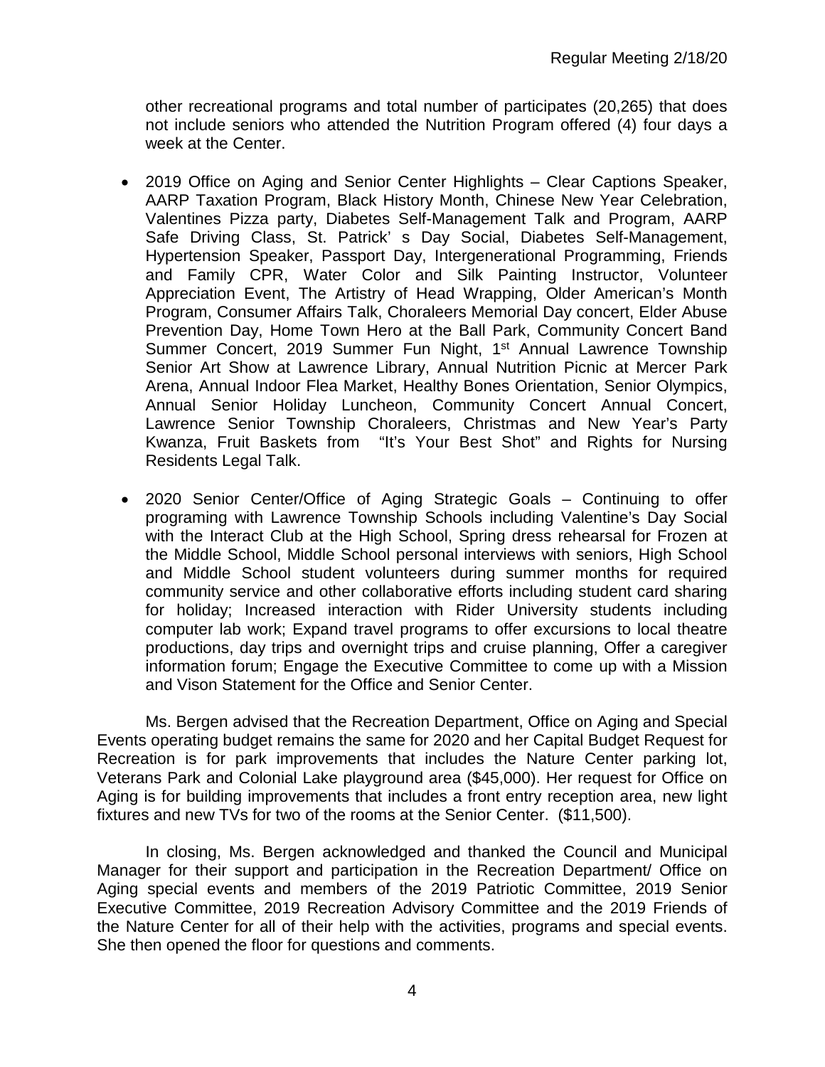other recreational programs and total number of participates (20,265) that does not include seniors who attended the Nutrition Program offered (4) four days a week at the Center.

- 2019 Office on Aging and Senior Center Highlights – Clear Captions Speaker, AARP Taxation Program, Black History Month, Chinese New Year Celebration, Valentines Pizza party, Diabetes Self-Management Talk and Program, AARP Safe Driving Class, St. Patrick' s Day Social, Diabetes Self-Management, Hypertension Speaker, Passport Day, Intergenerational Programming, Friends and Family CPR, Water Color and Silk Painting Instructor, Volunteer Appreciation Event, The Artistry of Head Wrapping, Older American's Month Program, Consumer Affairs Talk, Choraleers Memorial Day concert, Elder Abuse Prevention Day, Home Town Hero at the Ball Park, Community Concert Band Summer Concert, 2019 Summer Fun Night, 1st Annual Lawrence Township Senior Art Show at Lawrence Library, Annual Nutrition Picnic at Mercer Park Arena, Annual Indoor Flea Market, Healthy Bones Orientation, Senior Olympics, Annual Senior Holiday Luncheon, Community Concert Annual Concert, Lawrence Senior Township Choraleers, Christmas and New Year's Party Kwanza, Fruit Baskets from "It's Your Best Shot" and Rights for Nursing Residents Legal Talk.

- 2020 Senior Center/Office of Aging Strategic Goals – Continuing to offer programing with Lawrence Township Schools including Valentine's Day Social with the Interact Club at the High School, Spring dress rehearsal for Frozen at the Middle School, Middle School personal interviews with seniors, High School and Middle School student volunteers during summer months for required community service and other collaborative efforts including student card sharing for holiday; Increased interaction with Rider University students including computer lab work; Expand travel programs to offer excursions to local theatre productions, day trips and overnight trips and cruise planning, Offer a caregiver information forum; Engage the Executive Committee to come up with a Mission and Vison Statement for the Office and Senior Center.

Ms. Bergen advised that the Recreation Department, Office on Aging and Special Events operating budget remains the same for 2020 and her Capital Budget Request for Recreation is for park improvements that includes the Nature Center parking lot, Veterans Park and Colonial Lake playground area ($45,000). Her request for Office on Aging is for building improvements that includes a front entry reception area, new light fixtures and new TVs for two of the rooms at the Senior Center. ($11,500).

In closing, Ms. Bergen acknowledged and thanked the Council and Municipal Manager for their support and participation in the Recreation Department/ Office on Aging special events and members of the 2019 Patriotic Committee, 2019 Senior Executive Committee, 2019 Recreation Advisory Committee and the 2019 Friends of the Nature Center for all of their help with the activities, programs and special events. She then opened the floor for questions and comments.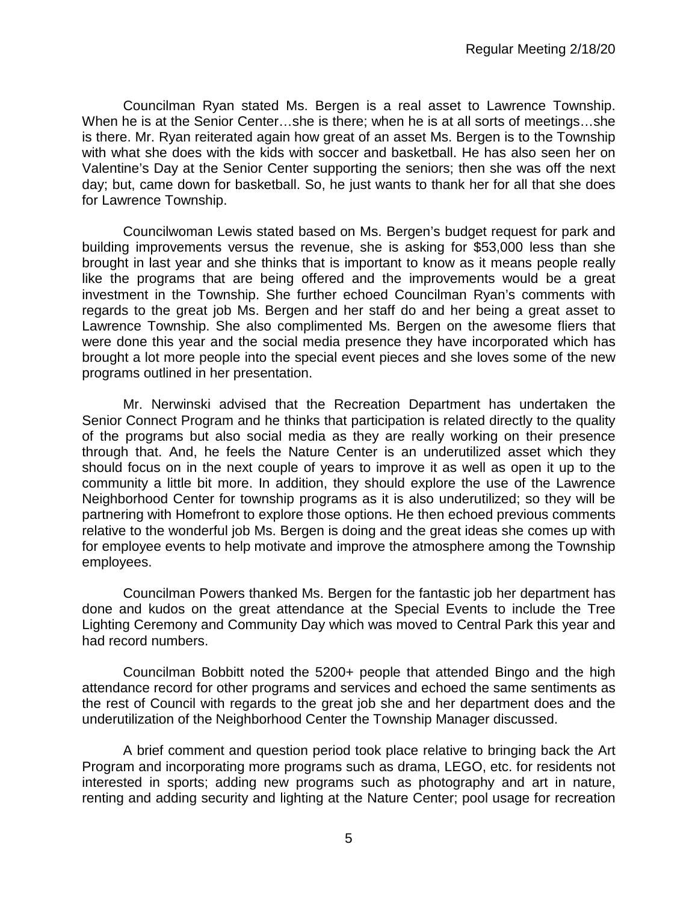Councilman Ryan stated Ms. Bergen is a real asset to Lawrence Township. When he is at the Senior Center…she is there; when he is at all sorts of meetings…she is there. Mr. Ryan reiterated again how great of an asset Ms. Bergen is to the Township with what she does with the kids with soccer and basketball. He has also seen her on Valentine's Day at the Senior Center supporting the seniors; then she was off the next day; but, came down for basketball. So, he just wants to thank her for all that she does for Lawrence Township.

Councilwoman Lewis stated based on Ms. Bergen's budget request for park and building improvements versus the revenue, she is asking for $53,000 less than she brought in last year and she thinks that is important to know as it means people really like the programs that are being offered and the improvements would be a great investment in the Township. She further echoed Councilman Ryan's comments with regards to the great job Ms. Bergen and her staff do and her being a great asset to Lawrence Township. She also complimented Ms. Bergen on the awesome fliers that were done this year and the social media presence they have incorporated which has brought a lot more people into the special event pieces and she loves some of the new programs outlined in her presentation.

Mr. Nerwinski advised that the Recreation Department has undertaken the Senior Connect Program and he thinks that participation is related directly to the quality of the programs but also social media as they are really working on their presence through that. And, he feels the Nature Center is an underutilized asset which they should focus on in the next couple of years to improve it as well as open it up to the community a little bit more. In addition, they should explore the use of the Lawrence Neighborhood Center for township programs as it is also underutilized; so they will be partnering with Homefront to explore those options. He then echoed previous comments relative to the wonderful job Ms. Bergen is doing and the great ideas she comes up with for employee events to help motivate and improve the atmosphere among the Township employees.

Councilman Powers thanked Ms. Bergen for the fantastic job her department has done and kudos on the great attendance at the Special Events to include the Tree Lighting Ceremony and Community Day which was moved to Central Park this year and had record numbers.

Councilman Bobbitt noted the 5200+ people that attended Bingo and the high attendance record for other programs and services and echoed the same sentiments as the rest of Council with regards to the great job she and her department does and the underutilization of the Neighborhood Center the Township Manager discussed.

A brief comment and question period took place relative to bringing back the Art Program and incorporating more programs such as drama, LEGO, etc. for residents not interested in sports; adding new programs such as photography and art in nature, renting and adding security and lighting at the Nature Center; pool usage for recreation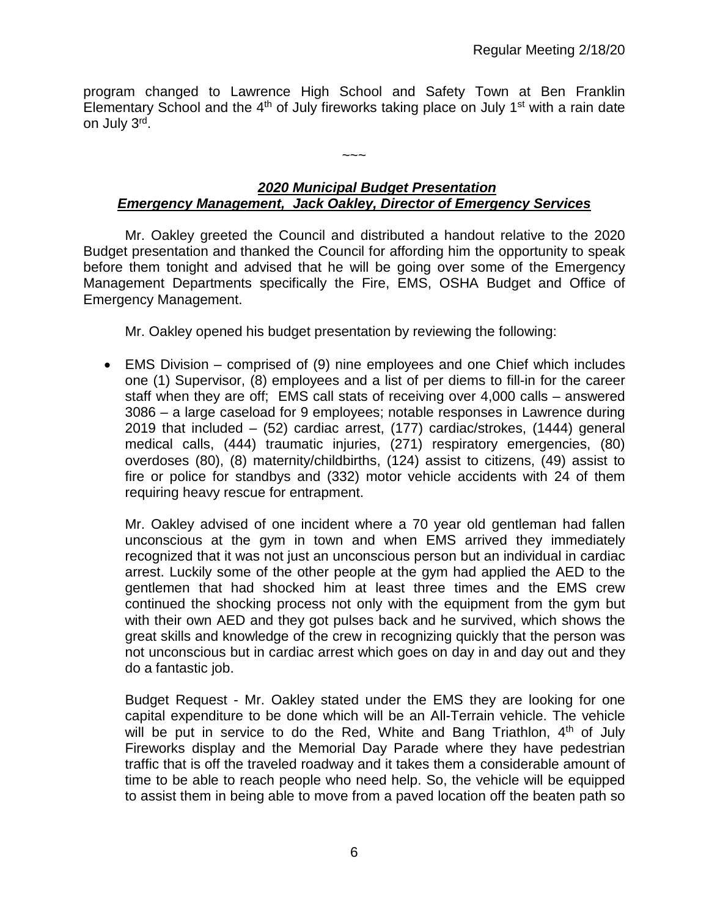program changed to Lawrence High School and Safety Town at Ben Franklin Elementary School and the 4th of July fireworks taking place on July 1st with a rain date on July 3rd.

~~~

***2020 Municipal Budget Presentation***
***Emergency Management, Jack Oakley, Director of Emergency Services***

Mr. Oakley greeted the Council and distributed a handout relative to the 2020 Budget presentation and thanked the Council for affording him the opportunity to speak before them tonight and advised that he will be going over some of the Emergency Management Departments specifically the Fire, EMS, OSHA Budget and Office of Emergency Management.

Mr. Oakley opened his budget presentation by reviewing the following:

- EMS Division – comprised of (9) nine employees and one Chief which includes one (1) Supervisor, (8) employees and a list of per diems to fill-in for the career staff when they are off; EMS call stats of receiving over 4,000 calls – answered 3086 – a large caseload for 9 employees; notable responses in Lawrence during 2019 that included – (52) cardiac arrest, (177) cardiac/strokes, (1444) general medical calls, (444) traumatic injuries, (271) respiratory emergencies, (80) overdoses (80), (8) maternity/childbirths, (124) assist to citizens, (49) assist to fire or police for standbys and (332) motor vehicle accidents with 24 of them requiring heavy rescue for entrapment.

  Mr. Oakley advised of one incident where a 70 year old gentleman had fallen unconscious at the gym in town and when EMS arrived they immediately recognized that it was not just an unconscious person but an individual in cardiac arrest. Luckily some of the other people at the gym had applied the AED to the gentlemen that had shocked him at least three times and the EMS crew continued the shocking process not only with the equipment from the gym but with their own AED and they got pulses back and he survived, which shows the great skills and knowledge of the crew in recognizing quickly that the person was not unconscious but in cardiac arrest which goes on day in and day out and they do a fantastic job.

  Budget Request - Mr. Oakley stated under the EMS they are looking for one capital expenditure to be done which will be an All-Terrain vehicle. The vehicle will be put in service to do the Red, White and Bang Triathlon, 4th of July Fireworks display and the Memorial Day Parade where they have pedestrian traffic that is off the traveled roadway and it takes them a considerable amount of time to be able to reach people who need help. So, the vehicle will be equipped to assist them in being able to move from a paved location off the beaten path so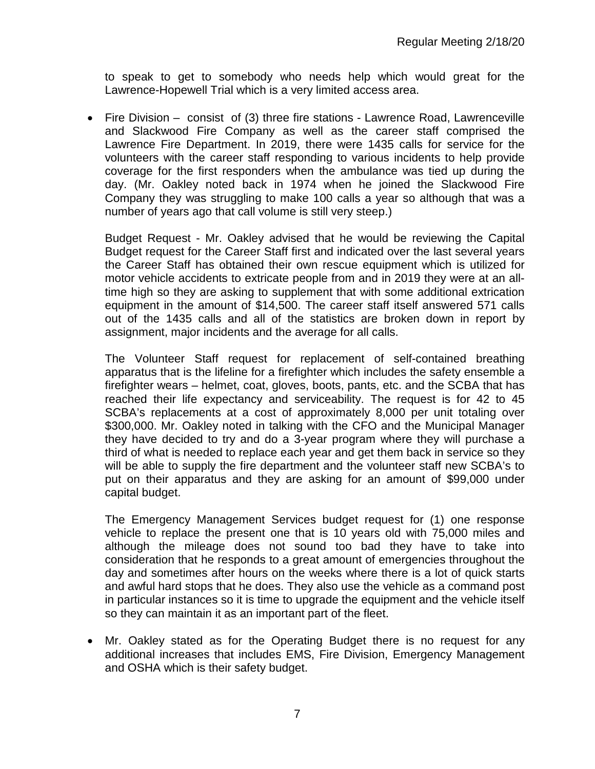to speak to get to somebody who needs help which would great for the Lawrence-Hopewell Trial which is a very limited access area.

- Fire Division – consist of (3) three fire stations - Lawrence Road, Lawrenceville and Slackwood Fire Company as well as the career staff comprised the Lawrence Fire Department. In 2019, there were 1435 calls for service for the volunteers with the career staff responding to various incidents to help provide coverage for the first responders when the ambulance was tied up during the day. (Mr. Oakley noted back in 1974 when he joined the Slackwood Fire Company they was struggling to make 100 calls a year so although that was a number of years ago that call volume is still very steep.)

  Budget Request - Mr. Oakley advised that he would be reviewing the Capital Budget request for the Career Staff first and indicated over the last several years the Career Staff has obtained their own rescue equipment which is utilized for motor vehicle accidents to extricate people from and in 2019 they were at an all-time high so they are asking to supplement that with some additional extrication equipment in the amount of $14,500. The career staff itself answered 571 calls out of the 1435 calls and all of the statistics are broken down in report by assignment, major incidents and the average for all calls.

  The Volunteer Staff request for replacement of self-contained breathing apparatus that is the lifeline for a firefighter which includes the safety ensemble a firefighter wears – helmet, coat, gloves, boots, pants, etc. and the SCBA that has reached their life expectancy and serviceability. The request is for 42 to 45 SCBA's replacements at a cost of approximately 8,000 per unit totaling over $300,000. Mr. Oakley noted in talking with the CFO and the Municipal Manager they have decided to try and do a 3-year program where they will purchase a third of what is needed to replace each year and get them back in service so they will be able to supply the fire department and the volunteer staff new SCBA's to put on their apparatus and they are asking for an amount of $99,000 under capital budget.

  The Emergency Management Services budget request for (1) one response vehicle to replace the present one that is 10 years old with 75,000 miles and although the mileage does not sound too bad they have to take into consideration that he responds to a great amount of emergencies throughout the day and sometimes after hours on the weeks where there is a lot of quick starts and awful hard stops that he does. They also use the vehicle as a command post in particular instances so it is time to upgrade the equipment and the vehicle itself so they can maintain it as an important part of the fleet.

- Mr. Oakley stated as for the Operating Budget there is no request for any additional increases that includes EMS, Fire Division, Emergency Management and OSHA which is their safety budget.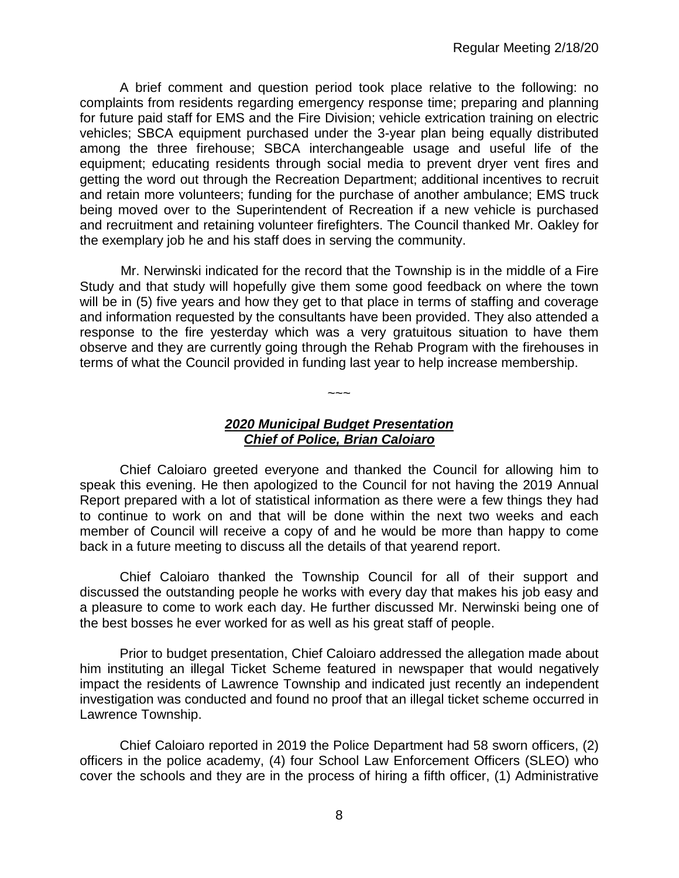A brief comment and question period took place relative to the following: no complaints from residents regarding emergency response time; preparing and planning for future paid staff for EMS and the Fire Division; vehicle extrication training on electric vehicles; SBCA equipment purchased under the 3-year plan being equally distributed among the three firehouse; SBCA interchangeable usage and useful life of the equipment; educating residents through social media to prevent dryer vent fires and getting the word out through the Recreation Department; additional incentives to recruit and retain more volunteers; funding for the purchase of another ambulance; EMS truck being moved over to the Superintendent of Recreation if a new vehicle is purchased and recruitment and retaining volunteer firefighters. The Council thanked Mr. Oakley for the exemplary job he and his staff does in serving the community.

Mr. Nerwinski indicated for the record that the Township is in the middle of a Fire Study and that study will hopefully give them some good feedback on where the town will be in (5) five years and how they get to that place in terms of staffing and coverage and information requested by the consultants have been provided. They also attended a response to the fire yesterday which was a very gratuitous situation to have them observe and they are currently going through the Rehab Program with the firehouses in terms of what the Council provided in funding last year to help increase membership.

~~~

***2020 Municipal Budget Presentation***
***Chief of Police, Brian Caloiaro***

Chief Caloiaro greeted everyone and thanked the Council for allowing him to speak this evening. He then apologized to the Council for not having the 2019 Annual Report prepared with a lot of statistical information as there were a few things they had to continue to work on and that will be done within the next two weeks and each member of Council will receive a copy of and he would be more than happy to come back in a future meeting to discuss all the details of that yearend report.

Chief Caloiaro thanked the Township Council for all of their support and discussed the outstanding people he works with every day that makes his job easy and a pleasure to come to work each day. He further discussed Mr. Nerwinski being one of the best bosses he ever worked for as well as his great staff of people.

Prior to budget presentation, Chief Caloiaro addressed the allegation made about him instituting an illegal Ticket Scheme featured in newspaper that would negatively impact the residents of Lawrence Township and indicated just recently an independent investigation was conducted and found no proof that an illegal ticket scheme occurred in Lawrence Township.

Chief Caloiaro reported in 2019 the Police Department had 58 sworn officers, (2) officers in the police academy, (4) four School Law Enforcement Officers (SLEO) who cover the schools and they are in the process of hiring a fifth officer, (1) Administrative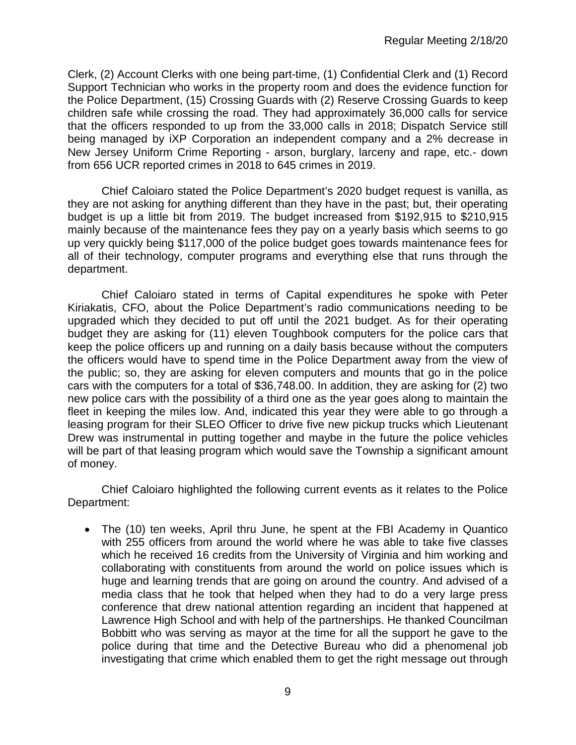Clerk, (2) Account Clerks with one being part-time, (1) Confidential Clerk and (1) Record Support Technician who works in the property room and does the evidence function for the Police Department, (15) Crossing Guards with (2) Reserve Crossing Guards to keep children safe while crossing the road. They had approximately 36,000 calls for service that the officers responded to up from the 33,000 calls in 2018; Dispatch Service still being managed by iXP Corporation an independent company and a 2% decrease in New Jersey Uniform Crime Reporting - arson, burglary, larceny and rape, etc.- down from 656 UCR reported crimes in 2018 to 645 crimes in 2019.

Chief Caloiaro stated the Police Department's 2020 budget request is vanilla, as they are not asking for anything different than they have in the past; but, their operating budget is up a little bit from 2019. The budget increased from $192,915 to $210,915 mainly because of the maintenance fees they pay on a yearly basis which seems to go up very quickly being $117,000 of the police budget goes towards maintenance fees for all of their technology, computer programs and everything else that runs through the department.

Chief Caloiaro stated in terms of Capital expenditures he spoke with Peter Kiriakatis, CFO, about the Police Department's radio communications needing to be upgraded which they decided to put off until the 2021 budget. As for their operating budget they are asking for (11) eleven Toughbook computers for the police cars that keep the police officers up and running on a daily basis because without the computers the officers would have to spend time in the Police Department away from the view of the public; so, they are asking for eleven computers and mounts that go in the police cars with the computers for a total of $36,748.00. In addition, they are asking for (2) two new police cars with the possibility of a third one as the year goes along to maintain the fleet in keeping the miles low. And, indicated this year they were able to go through a leasing program for their SLEO Officer to drive five new pickup trucks which Lieutenant Drew was instrumental in putting together and maybe in the future the police vehicles will be part of that leasing program which would save the Township a significant amount of money.

Chief Caloiaro highlighted the following current events as it relates to the Police Department:

- The (10) ten weeks, April thru June, he spent at the FBI Academy in Quantico with 255 officers from around the world where he was able to take five classes which he received 16 credits from the University of Virginia and him working and collaborating with constituents from around the world on police issues which is huge and learning trends that are going on around the country. And advised of a media class that he took that helped when they had to do a very large press conference that drew national attention regarding an incident that happened at Lawrence High School and with help of the partnerships. He thanked Councilman Bobbitt who was serving as mayor at the time for all the support he gave to the police during that time and the Detective Bureau who did a phenomenal job investigating that crime which enabled them to get the right message out through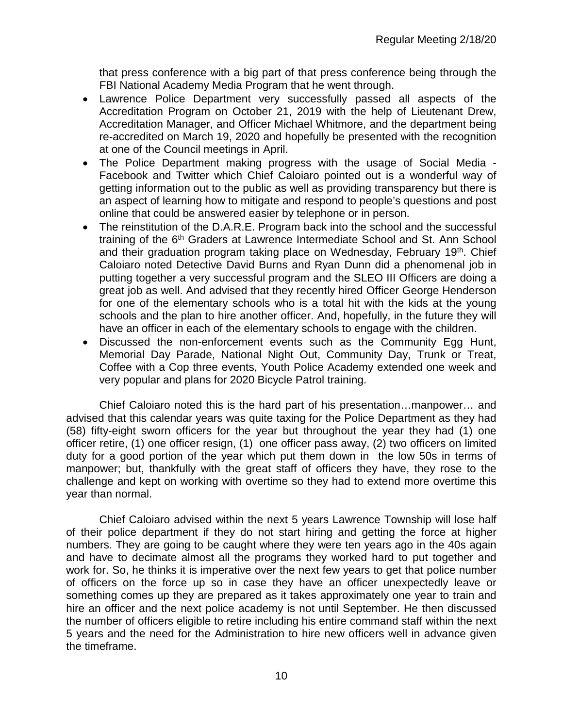that press conference with a big part of that press conference being through the FBI National Academy Media Program that he went through.

- Lawrence Police Department very successfully passed all aspects of the Accreditation Program on October 21, 2019 with the help of Lieutenant Drew, Accreditation Manager, and Officer Michael Whitmore, and the department being re-accredited on March 19, 2020 and hopefully be presented with the recognition at one of the Council meetings in April.
- The Police Department making progress with the usage of Social Media - Facebook and Twitter which Chief Caloiaro pointed out is a wonderful way of getting information out to the public as well as providing transparency but there is an aspect of learning how to mitigate and respond to people's questions and post online that could be answered easier by telephone or in person.
- The reinstitution of the D.A.R.E. Program back into the school and the successful training of the 6th Graders at Lawrence Intermediate School and St. Ann School and their graduation program taking place on Wednesday, February 19th. Chief Caloiaro noted Detective David Burns and Ryan Dunn did a phenomenal job in putting together a very successful program and the SLEO III Officers are doing a great job as well. And advised that they recently hired Officer George Henderson for one of the elementary schools who is a total hit with the kids at the young schools and the plan to hire another officer. And, hopefully, in the future they will have an officer in each of the elementary schools to engage with the children.
- Discussed the non-enforcement events such as the Community Egg Hunt, Memorial Day Parade, National Night Out, Community Day, Trunk or Treat, Coffee with a Cop three events, Youth Police Academy extended one week and very popular and plans for 2020 Bicycle Patrol training.

Chief Caloiaro noted this is the hard part of his presentation…manpower… and advised that this calendar years was quite taxing for the Police Department as they had (58) fifty-eight sworn officers for the year but throughout the year they had (1) one officer retire, (1) one officer resign, (1) one officer pass away, (2) two officers on limited duty for a good portion of the year which put them down in the low 50s in terms of manpower; but, thankfully with the great staff of officers they have, they rose to the challenge and kept on working with overtime so they had to extend more overtime this year than normal.

Chief Caloiaro advised within the next 5 years Lawrence Township will lose half of their police department if they do not start hiring and getting the force at higher numbers. They are going to be caught where they were ten years ago in the 40s again and have to decimate almost all the programs they worked hard to put together and work for. So, he thinks it is imperative over the next few years to get that police number of officers on the force up so in case they have an officer unexpectedly leave or something comes up they are prepared as it takes approximately one year to train and hire an officer and the next police academy is not until September. He then discussed the number of officers eligible to retire including his entire command staff within the next 5 years and the need for the Administration to hire new officers well in advance given the timeframe.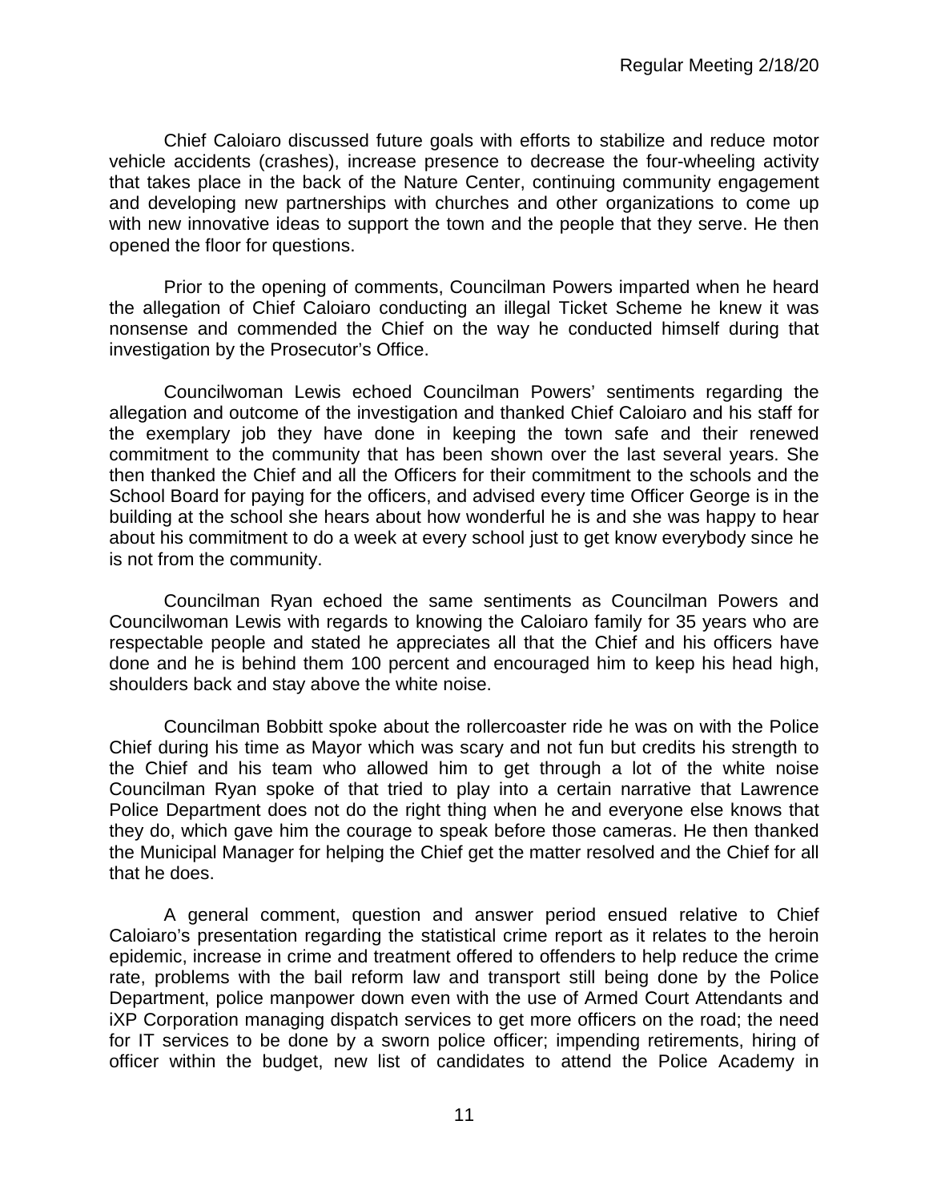Chief Caloiaro discussed future goals with efforts to stabilize and reduce motor vehicle accidents (crashes), increase presence to decrease the four-wheeling activity that takes place in the back of the Nature Center, continuing community engagement and developing new partnerships with churches and other organizations to come up with new innovative ideas to support the town and the people that they serve. He then opened the floor for questions.

Prior to the opening of comments, Councilman Powers imparted when he heard the allegation of Chief Caloiaro conducting an illegal Ticket Scheme he knew it was nonsense and commended the Chief on the way he conducted himself during that investigation by the Prosecutor's Office.

Councilwoman Lewis echoed Councilman Powers' sentiments regarding the allegation and outcome of the investigation and thanked Chief Caloiaro and his staff for the exemplary job they have done in keeping the town safe and their renewed commitment to the community that has been shown over the last several years. She then thanked the Chief and all the Officers for their commitment to the schools and the School Board for paying for the officers, and advised every time Officer George is in the building at the school she hears about how wonderful he is and she was happy to hear about his commitment to do a week at every school just to get know everybody since he is not from the community.

Councilman Ryan echoed the same sentiments as Councilman Powers and Councilwoman Lewis with regards to knowing the Caloiaro family for 35 years who are respectable people and stated he appreciates all that the Chief and his officers have done and he is behind them 100 percent and encouraged him to keep his head high, shoulders back and stay above the white noise.

Councilman Bobbitt spoke about the rollercoaster ride he was on with the Police Chief during his time as Mayor which was scary and not fun but credits his strength to the Chief and his team who allowed him to get through a lot of the white noise Councilman Ryan spoke of that tried to play into a certain narrative that Lawrence Police Department does not do the right thing when he and everyone else knows that they do, which gave him the courage to speak before those cameras. He then thanked the Municipal Manager for helping the Chief get the matter resolved and the Chief for all that he does.

A general comment, question and answer period ensued relative to Chief Caloiaro's presentation regarding the statistical crime report as it relates to the heroin epidemic, increase in crime and treatment offered to offenders to help reduce the crime rate, problems with the bail reform law and transport still being done by the Police Department, police manpower down even with the use of Armed Court Attendants and iXP Corporation managing dispatch services to get more officers on the road; the need for IT services to be done by a sworn police officer; impending retirements, hiring of officer within the budget, new list of candidates to attend the Police Academy in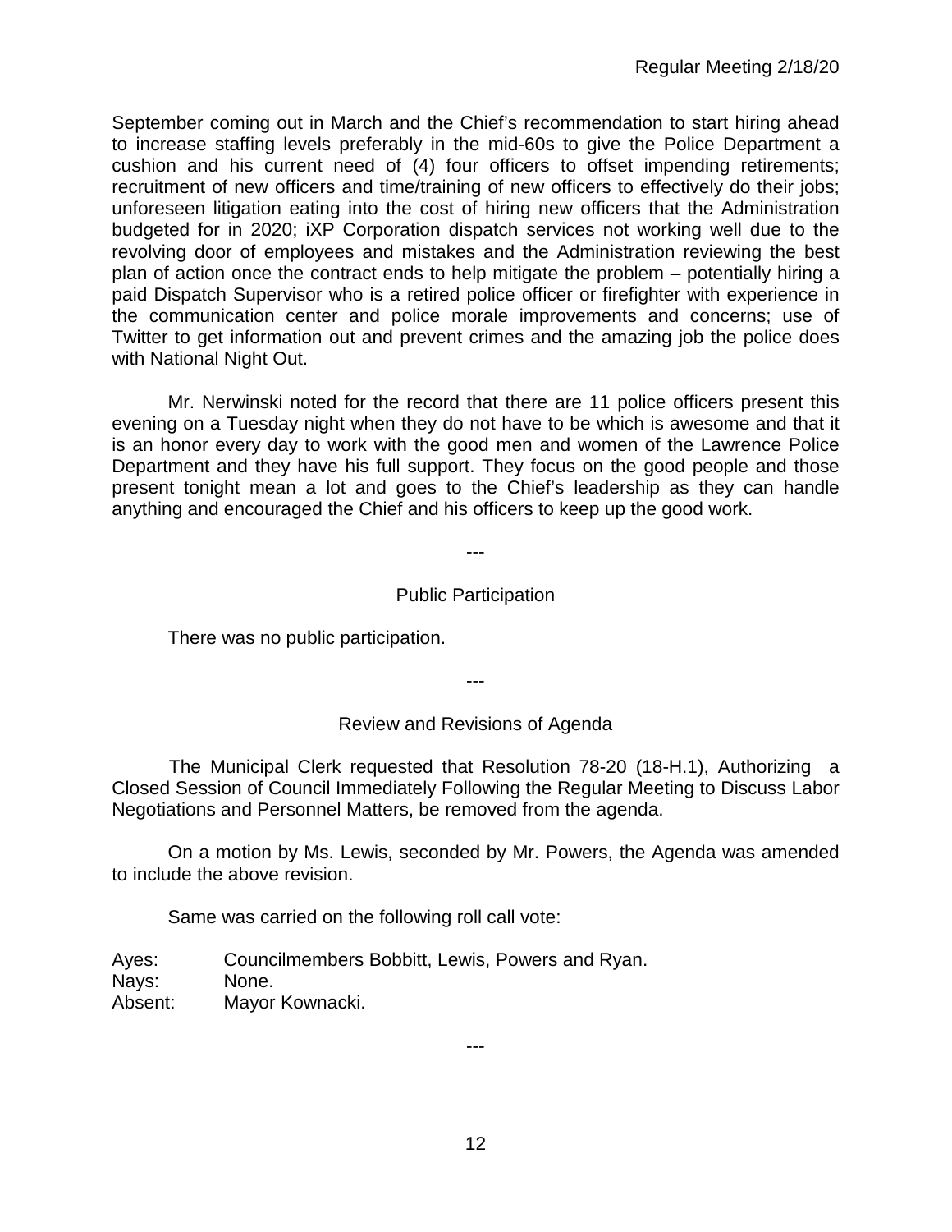September coming out in March and the Chief's recommendation to start hiring ahead to increase staffing levels preferably in the mid-60s to give the Police Department a cushion and his current need of (4) four officers to offset impending retirements; recruitment of new officers and time/training of new officers to effectively do their jobs; unforeseen litigation eating into the cost of hiring new officers that the Administration budgeted for in 2020; iXP Corporation dispatch services not working well due to the revolving door of employees and mistakes and the Administration reviewing the best plan of action once the contract ends to help mitigate the problem – potentially hiring a paid Dispatch Supervisor who is a retired police officer or firefighter with experience in the communication center and police morale improvements and concerns; use of Twitter to get information out and prevent crimes and the amazing job the police does with National Night Out.

Mr. Nerwinski noted for the record that there are 11 police officers present this evening on a Tuesday night when they do not have to be which is awesome and that it is an honor every day to work with the good men and women of the Lawrence Police Department and they have his full support. They focus on the good people and those present tonight mean a lot and goes to the Chief's leadership as they can handle anything and encouraged the Chief and his officers to keep up the good work.

---

## Public Participation

There was no public participation.

---

## Review and Revisions of Agenda

The Municipal Clerk requested that Resolution 78-20 (18-H.1), Authorizing a Closed Session of Council Immediately Following the Regular Meeting to Discuss Labor Negotiations and Personnel Matters, be removed from the agenda.

On a motion by Ms. Lewis, seconded by Mr. Powers, the Agenda was amended to include the above revision.

Same was carried on the following roll call vote:

Ayes: Councilmembers Bobbitt, Lewis, Powers and Ryan.
Nays: None.
Absent: Mayor Kownacki.

---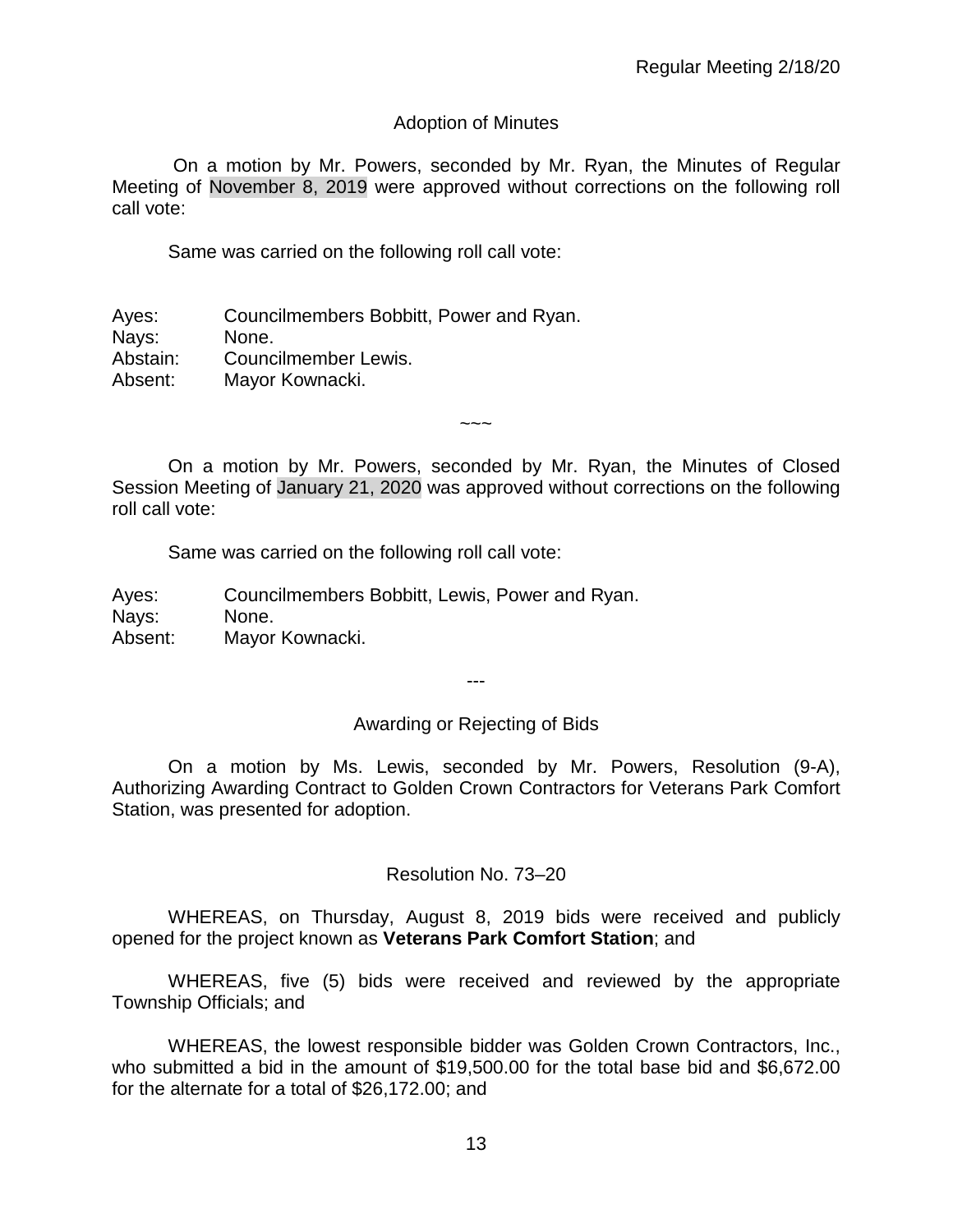## Adoption of Minutes

On a motion by Mr. Powers, seconded by Mr. Ryan, the Minutes of Regular Meeting of November 8, 2019 were approved without corrections on the following roll call vote:

Same was carried on the following roll call vote:

Ayes: Councilmembers Bobbitt, Power and Ryan.
Nays: None.
Abstain: Councilmember Lewis.
Absent: Mayor Kownacki.

~~~

On a motion by Mr. Powers, seconded by Mr. Ryan, the Minutes of Closed Session Meeting of January 21, 2020 was approved without corrections on the following roll call vote:

Same was carried on the following roll call vote:

Ayes: Councilmembers Bobbitt, Lewis, Power and Ryan.
Nays: None.
Absent: Mayor Kownacki.

---

## Awarding or Rejecting of Bids

On a motion by Ms. Lewis, seconded by Mr. Powers, Resolution (9-A), Authorizing Awarding Contract to Golden Crown Contractors for Veterans Park Comfort Station, was presented for adoption.

### Resolution No. 73–20

WHEREAS, on Thursday, August 8, 2019 bids were received and publicly opened for the project known as **Veterans Park Comfort Station**; and

WHEREAS, five (5) bids were received and reviewed by the appropriate Township Officials; and

WHEREAS, the lowest responsible bidder was Golden Crown Contractors, Inc., who submitted a bid in the amount of $19,500.00 for the total base bid and $6,672.00 for the alternate for a total of $26,172.00; and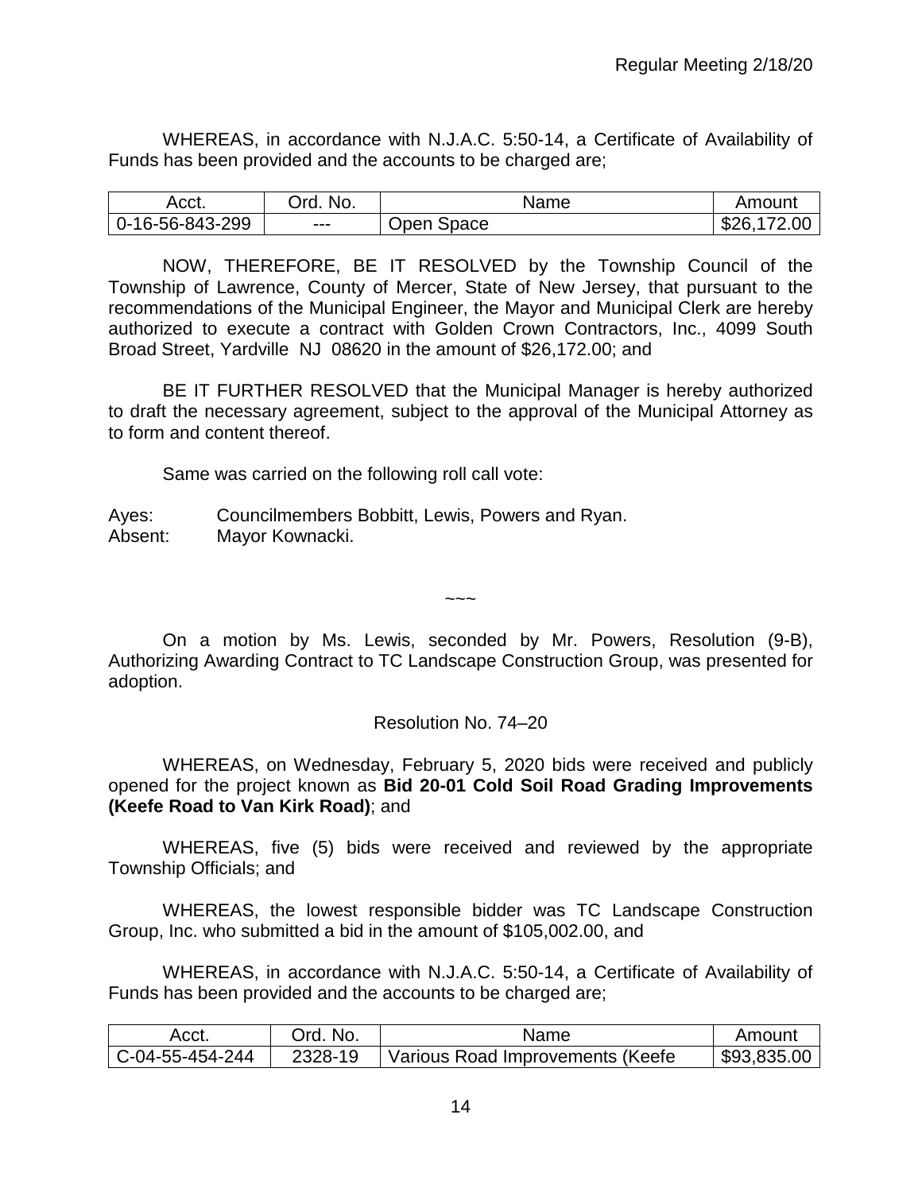WHEREAS, in accordance with N.J.A.C. 5:50-14, a Certificate of Availability of Funds has been provided and the accounts to be charged are;

| Acct. | Ord. No. | Name | Amount |
|---|---|---|---|
| 0-16-56-843-299 | --- | Open Space | $26,172.00 |

NOW, THEREFORE, BE IT RESOLVED by the Township Council of the Township of Lawrence, County of Mercer, State of New Jersey, that pursuant to the recommendations of the Municipal Engineer, the Mayor and Municipal Clerk are hereby authorized to execute a contract with Golden Crown Contractors, Inc., 4099 South Broad Street, Yardville NJ 08620 in the amount of $26,172.00; and

BE IT FURTHER RESOLVED that the Municipal Manager is hereby authorized to draft the necessary agreement, subject to the approval of the Municipal Attorney as to form and content thereof.

Same was carried on the following roll call vote:

Ayes: Councilmembers Bobbitt, Lewis, Powers and Ryan.
Absent: Mayor Kownacki.

~~~

On a motion by Ms. Lewis, seconded by Mr. Powers, Resolution (9-B), Authorizing Awarding Contract to TC Landscape Construction Group, was presented for adoption.

Resolution No. 74–20

WHEREAS, on Wednesday, February 5, 2020 bids were received and publicly opened for the project known as **Bid 20-01 Cold Soil Road Grading Improvements (Keefe Road to Van Kirk Road)**; and

WHEREAS, five (5) bids were received and reviewed by the appropriate Township Officials; and

WHEREAS, the lowest responsible bidder was TC Landscape Construction Group, Inc. who submitted a bid in the amount of $105,002.00, and

WHEREAS, in accordance with N.J.A.C. 5:50-14, a Certificate of Availability of Funds has been provided and the accounts to be charged are;

| Acct. | Ord. No. | Name | Amount |
|---|---|---|---|
| C-04-55-454-244 | 2328-19 | Various Road Improvements (Keefe | $93,835.00 |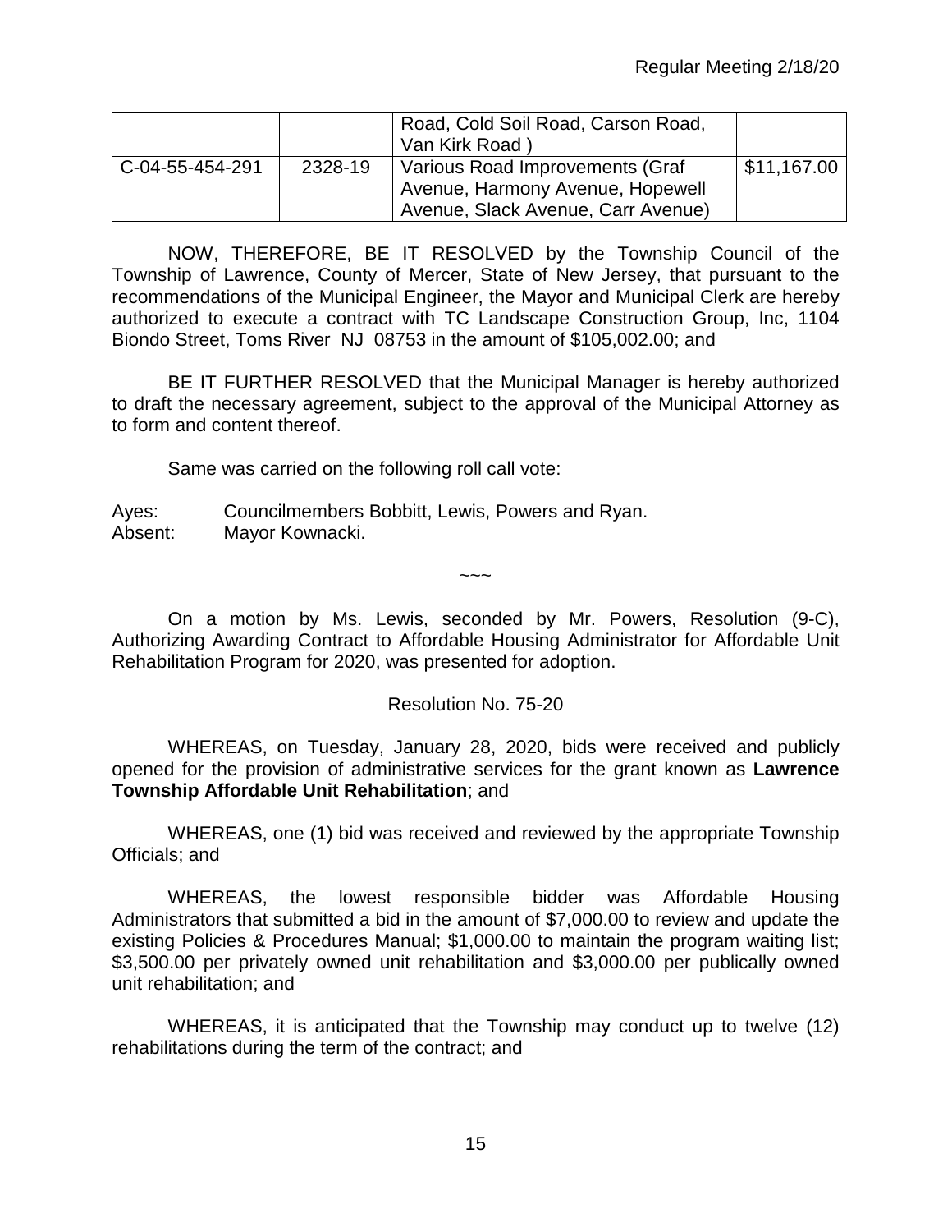|  |  | Road, Cold Soil Road, Carson Road, Van Kirk Road ) |  |
|---|---|---|---|
| C-04-55-454-291 | 2328-19 | Various Road Improvements (Graf Avenue, Harmony Avenue, Hopewell Avenue, Slack Avenue, Carr Avenue) | \$11,167.00 |

NOW, THEREFORE, BE IT RESOLVED by the Township Council of the Township of Lawrence, County of Mercer, State of New Jersey, that pursuant to the recommendations of the Municipal Engineer, the Mayor and Municipal Clerk are hereby authorized to execute a contract with TC Landscape Construction Group, Inc, 1104 Biondo Street, Toms River NJ 08753 in the amount of \$105,002.00; and

BE IT FURTHER RESOLVED that the Municipal Manager is hereby authorized to draft the necessary agreement, subject to the approval of the Municipal Attorney as to form and content thereof.

Same was carried on the following roll call vote:

Ayes: Councilmembers Bobbitt, Lewis, Powers and Ryan.
Absent: Mayor Kownacki.

~~~

On a motion by Ms. Lewis, seconded by Mr. Powers, Resolution (9-C), Authorizing Awarding Contract to Affordable Housing Administrator for Affordable Unit Rehabilitation Program for 2020, was presented for adoption.

Resolution No. 75-20

WHEREAS, on Tuesday, January 28, 2020, bids were received and publicly opened for the provision of administrative services for the grant known as **Lawrence Township Affordable Unit Rehabilitation**; and

WHEREAS, one (1) bid was received and reviewed by the appropriate Township Officials; and

WHEREAS, the lowest responsible bidder was Affordable Housing Administrators that submitted a bid in the amount of \$7,000.00 to review and update the existing Policies & Procedures Manual; \$1,000.00 to maintain the program waiting list; \$3,500.00 per privately owned unit rehabilitation and \$3,000.00 per publically owned unit rehabilitation; and

WHEREAS, it is anticipated that the Township may conduct up to twelve (12) rehabilitations during the term of the contract; and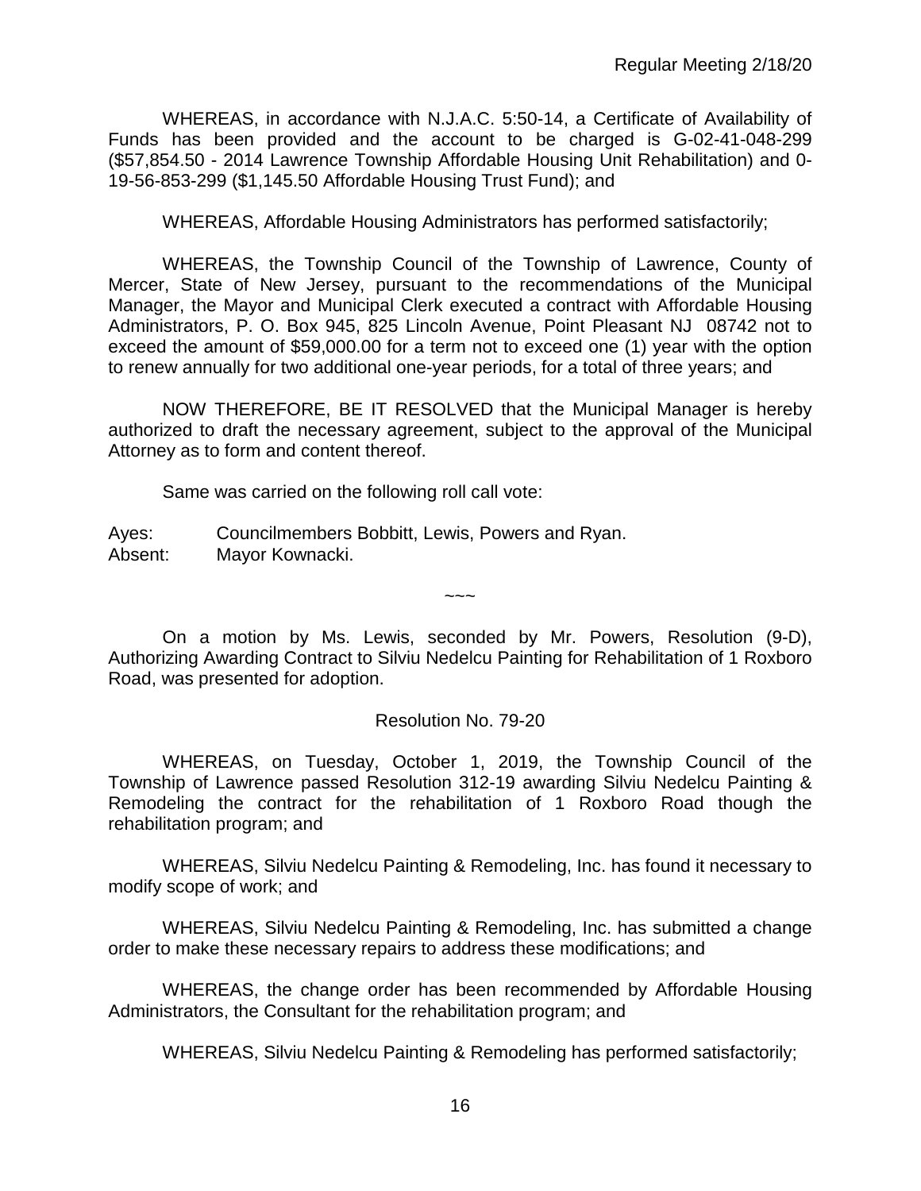WHEREAS, in accordance with N.J.A.C. 5:50-14, a Certificate of Availability of Funds has been provided and the account to be charged is G-02-41-048-299 ($57,854.50 - 2014 Lawrence Township Affordable Housing Unit Rehabilitation) and 0-19-56-853-299 ($1,145.50 Affordable Housing Trust Fund); and

WHEREAS, Affordable Housing Administrators has performed satisfactorily;

WHEREAS, the Township Council of the Township of Lawrence, County of Mercer, State of New Jersey, pursuant to the recommendations of the Municipal Manager, the Mayor and Municipal Clerk executed a contract with Affordable Housing Administrators, P. O. Box 945, 825 Lincoln Avenue, Point Pleasant NJ 08742 not to exceed the amount of $59,000.00 for a term not to exceed one (1) year with the option to renew annually for two additional one-year periods, for a total of three years; and

NOW THEREFORE, BE IT RESOLVED that the Municipal Manager is hereby authorized to draft the necessary agreement, subject to the approval of the Municipal Attorney as to form and content thereof.

Same was carried on the following roll call vote:

Ayes: Councilmembers Bobbitt, Lewis, Powers and Ryan.
Absent: Mayor Kownacki.

~~~

On a motion by Ms. Lewis, seconded by Mr. Powers, Resolution (9-D), Authorizing Awarding Contract to Silviu Nedelcu Painting for Rehabilitation of 1 Roxboro Road, was presented for adoption.

Resolution No. 79-20

WHEREAS, on Tuesday, October 1, 2019, the Township Council of the Township of Lawrence passed Resolution 312-19 awarding Silviu Nedelcu Painting & Remodeling the contract for the rehabilitation of 1 Roxboro Road though the rehabilitation program; and

WHEREAS, Silviu Nedelcu Painting & Remodeling, Inc. has found it necessary to modify scope of work; and

WHEREAS, Silviu Nedelcu Painting & Remodeling, Inc. has submitted a change order to make these necessary repairs to address these modifications; and

WHEREAS, the change order has been recommended by Affordable Housing Administrators, the Consultant for the rehabilitation program; and

WHEREAS, Silviu Nedelcu Painting & Remodeling has performed satisfactorily;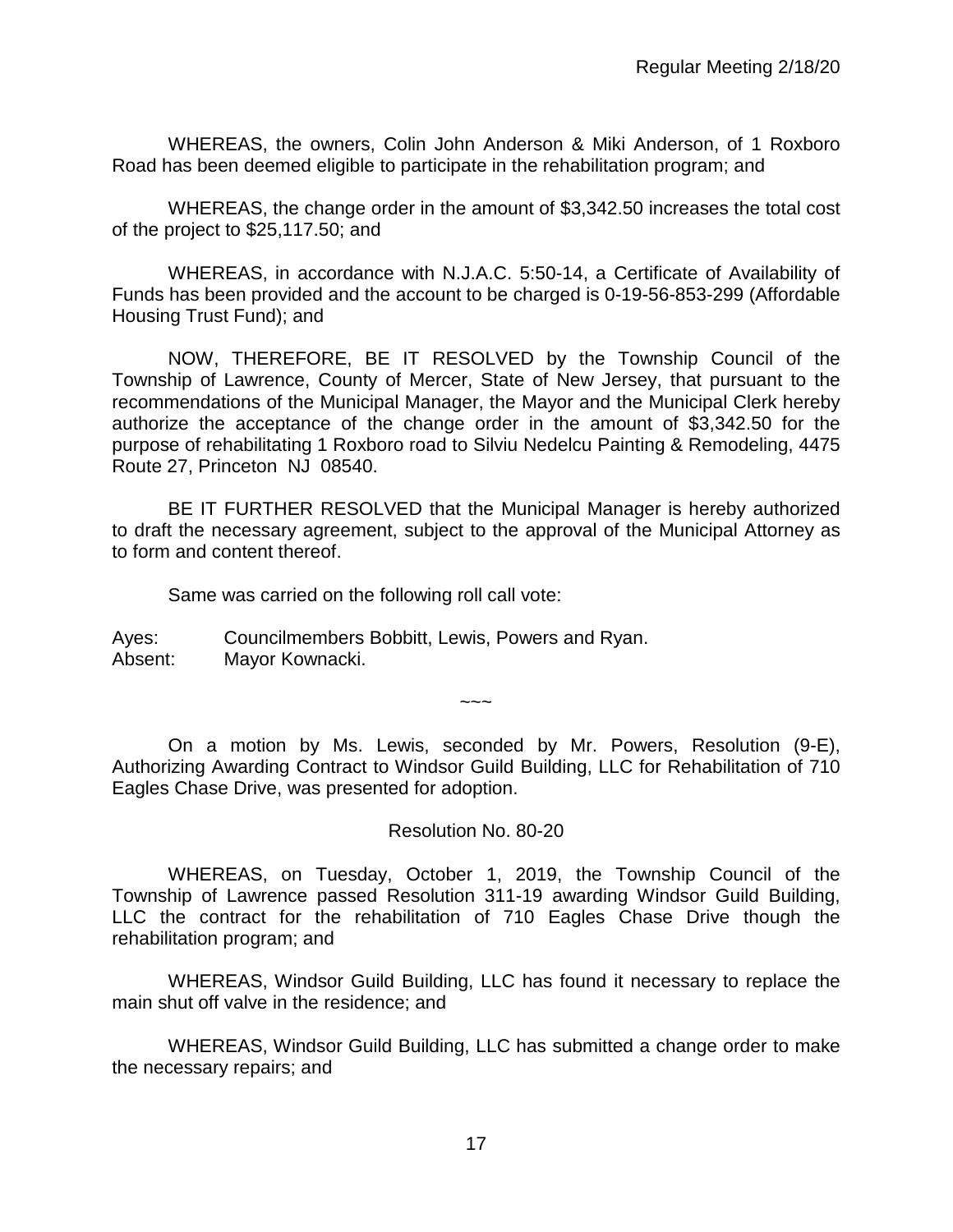WHEREAS, the owners, Colin John Anderson & Miki Anderson, of 1 Roxboro Road has been deemed eligible to participate in the rehabilitation program; and

WHEREAS, the change order in the amount of $3,342.50 increases the total cost of the project to $25,117.50; and

WHEREAS, in accordance with N.J.A.C. 5:50-14, a Certificate of Availability of Funds has been provided and the account to be charged is 0-19-56-853-299 (Affordable Housing Trust Fund); and

NOW, THEREFORE, BE IT RESOLVED by the Township Council of the Township of Lawrence, County of Mercer, State of New Jersey, that pursuant to the recommendations of the Municipal Manager, the Mayor and the Municipal Clerk hereby authorize the acceptance of the change order in the amount of $3,342.50 for the purpose of rehabilitating 1 Roxboro road to Silviu Nedelcu Painting & Remodeling, 4475 Route 27, Princeton NJ 08540.

BE IT FURTHER RESOLVED that the Municipal Manager is hereby authorized to draft the necessary agreement, subject to the approval of the Municipal Attorney as to form and content thereof.

Same was carried on the following roll call vote:

Ayes: Councilmembers Bobbitt, Lewis, Powers and Ryan.
Absent: Mayor Kownacki.

~~~

On a motion by Ms. Lewis, seconded by Mr. Powers, Resolution (9-E), Authorizing Awarding Contract to Windsor Guild Building, LLC for Rehabilitation of 710 Eagles Chase Drive, was presented for adoption.

Resolution No. 80-20

WHEREAS, on Tuesday, October 1, 2019, the Township Council of the Township of Lawrence passed Resolution 311-19 awarding Windsor Guild Building, LLC the contract for the rehabilitation of 710 Eagles Chase Drive though the rehabilitation program; and

WHEREAS, Windsor Guild Building, LLC has found it necessary to replace the main shut off valve in the residence; and

WHEREAS, Windsor Guild Building, LLC has submitted a change order to make the necessary repairs; and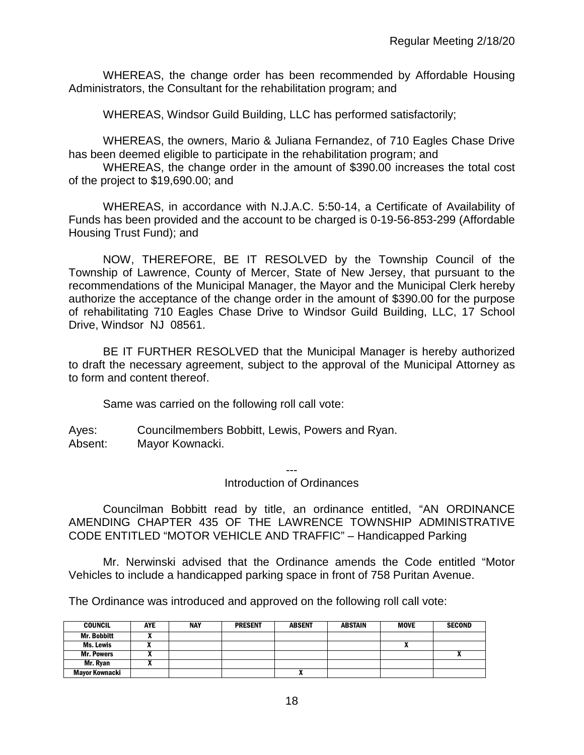WHEREAS, the change order has been recommended by Affordable Housing Administrators, the Consultant for the rehabilitation program; and

WHEREAS, Windsor Guild Building, LLC has performed satisfactorily;

WHEREAS, the owners, Mario & Juliana Fernandez, of 710 Eagles Chase Drive has been deemed eligible to participate in the rehabilitation program; and

WHEREAS, the change order in the amount of $390.00 increases the total cost of the project to $19,690.00; and

WHEREAS, in accordance with N.J.A.C. 5:50-14, a Certificate of Availability of Funds has been provided and the account to be charged is 0-19-56-853-299 (Affordable Housing Trust Fund); and

NOW, THEREFORE, BE IT RESOLVED by the Township Council of the Township of Lawrence, County of Mercer, State of New Jersey, that pursuant to the recommendations of the Municipal Manager, the Mayor and the Municipal Clerk hereby authorize the acceptance of the change order in the amount of $390.00 for the purpose of rehabilitating 710 Eagles Chase Drive to Windsor Guild Building, LLC, 17 School Drive, Windsor NJ 08561.

BE IT FURTHER RESOLVED that the Municipal Manager is hereby authorized to draft the necessary agreement, subject to the approval of the Municipal Attorney as to form and content thereof.

Same was carried on the following roll call vote:

Ayes: Councilmembers Bobbitt, Lewis, Powers and Ryan.
Absent: Mayor Kownacki.

---

Introduction of Ordinances

Councilman Bobbitt read by title, an ordinance entitled, "AN ORDINANCE AMENDING CHAPTER 435 OF THE LAWRENCE TOWNSHIP ADMINISTRATIVE CODE ENTITLED "MOTOR VEHICLE AND TRAFFIC" – Handicapped Parking

Mr. Nerwinski advised that the Ordinance amends the Code entitled "Motor Vehicles to include a handicapped parking space in front of 758 Puritan Avenue.

The Ordinance was introduced and approved on the following roll call vote:

| COUNCIL | AYE | NAY | PRESENT | ABSENT | ABSTAIN | MOVE | SECOND |
|---|---|---|---|---|---|---|---|
| Mr. Bobbitt | X | | | | | | |
| Ms. Lewis | X | | | | | X | |
| Mr. Powers | X | | | | | | X |
| Mr. Ryan | X | | | | | | |
| Mayor Kownacki | | | | X | | | |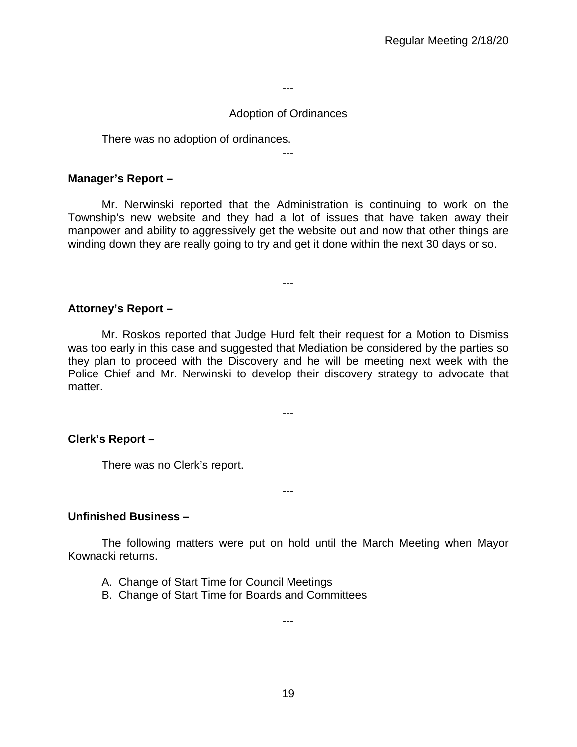---

Adoption of Ordinances

There was no adoption of ordinances.

---

**Manager's Report –**

Mr. Nerwinski reported that the Administration is continuing to work on the Township's new website and they had a lot of issues that have taken away their manpower and ability to aggressively get the website out and now that other things are winding down they are really going to try and get it done within the next 30 days or so.

---

**Attorney's Report –**

Mr. Roskos reported that Judge Hurd felt their request for a Motion to Dismiss was too early in this case and suggested that Mediation be considered by the parties so they plan to proceed with the Discovery and he will be meeting next week with the Police Chief and Mr. Nerwinski to develop their discovery strategy to advocate that matter.

---

**Clerk's Report –**

There was no Clerk's report.

---

**Unfinished Business –**

The following matters were put on hold until the March Meeting when Mayor Kownacki returns.

A. Change of Start Time for Council Meetings
B. Change of Start Time for Boards and Committees

---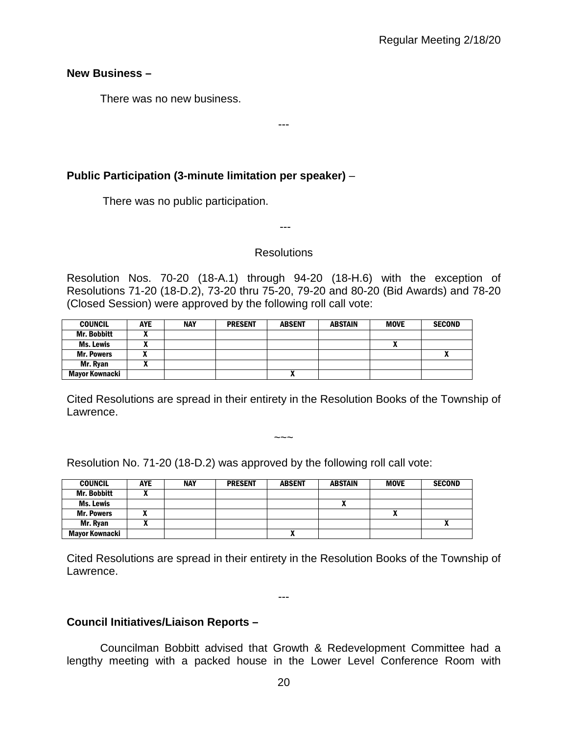**New Business –**

There was no new business.

---

**Public Participation (3-minute limitation per speaker)** –

There was no public participation.

---

Resolutions

Resolution Nos. 70-20 (18-A.1) through 94-20 (18-H.6) with the exception of Resolutions 71-20 (18-D.2), 73-20 thru 75-20, 79-20 and 80-20 (Bid Awards) and 78-20 (Closed Session) were approved by the following roll call vote:

| COUNCIL | AYE | NAY | PRESENT | ABSENT | ABSTAIN | MOVE | SECOND |
|---|---|---|---|---|---|---|---|
| Mr. Bobbitt | X | | | | | | |
| Ms. Lewis | X | | | | | X | |
| Mr. Powers | X | | | | | | X |
| Mr. Ryan | X | | | | | | |
| Mayor Kownacki | | | | X | | | |

Cited Resolutions are spread in their entirety in the Resolution Books of the Township of Lawrence.

~~~

Resolution No. 71-20 (18-D.2) was approved by the following roll call vote:

| COUNCIL | AYE | NAY | PRESENT | ABSENT | ABSTAIN | MOVE | SECOND |
|---|---|---|---|---|---|---|---|
| Mr. Bobbitt | X | | | | | | |
| Ms. Lewis | | | | | X | | |
| Mr. Powers | X | | | | | X | |
| Mr. Ryan | X | | | | | | X |
| Mayor Kownacki | | | | X | | | |

Cited Resolutions are spread in their entirety in the Resolution Books of the Township of Lawrence.

---

**Council Initiatives/Liaison Reports –**

Councilman Bobbitt advised that Growth & Redevelopment Committee had a lengthy meeting with a packed house in the Lower Level Conference Room with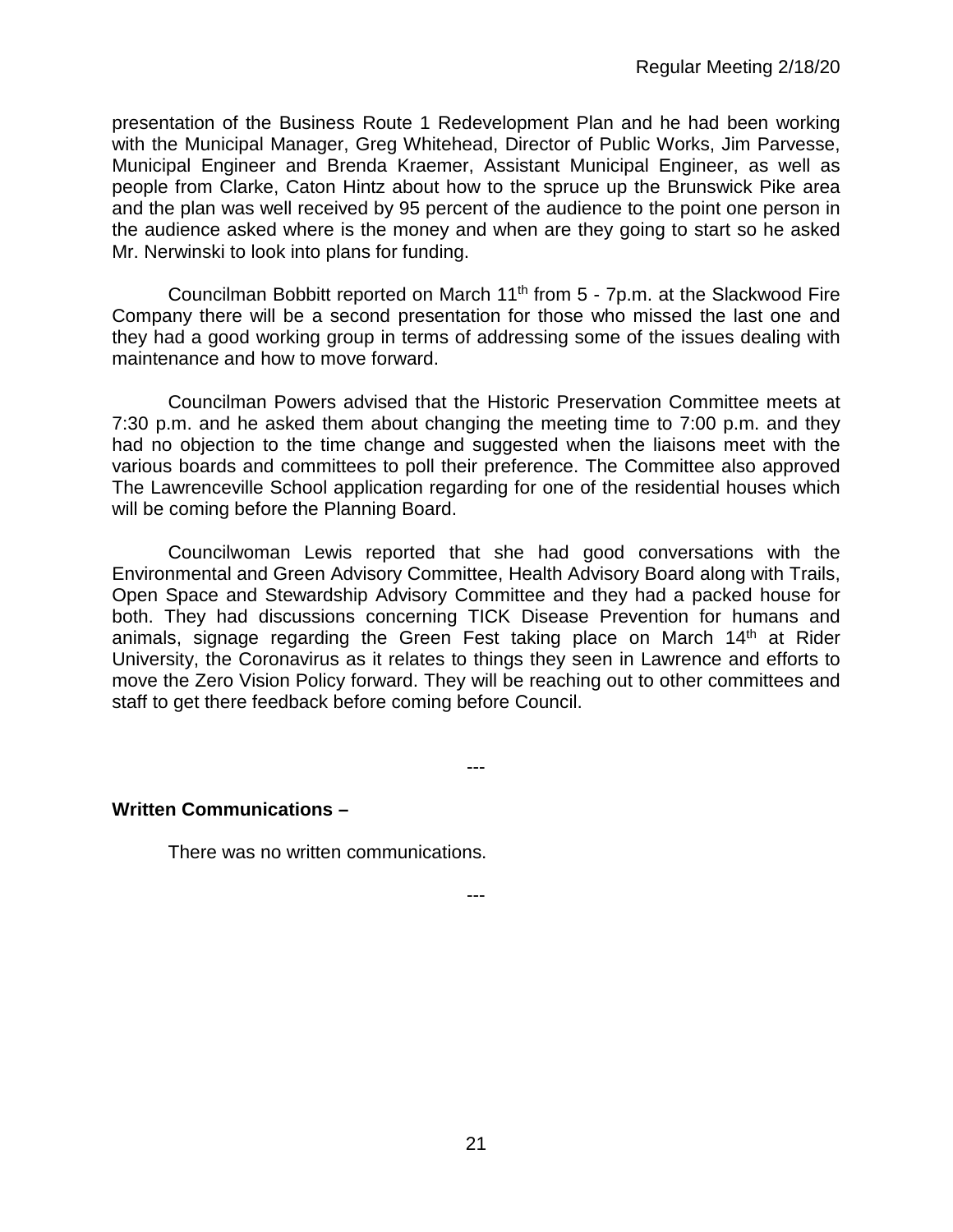presentation of the Business Route 1 Redevelopment Plan and he had been working with the Municipal Manager, Greg Whitehead, Director of Public Works, Jim Parvesse, Municipal Engineer and Brenda Kraemer, Assistant Municipal Engineer, as well as people from Clarke, Caton Hintz about how to the spruce up the Brunswick Pike area and the plan was well received by 95 percent of the audience to the point one person in the audience asked where is the money and when are they going to start so he asked Mr. Nerwinski to look into plans for funding.

Councilman Bobbitt reported on March 11th from 5 - 7p.m. at the Slackwood Fire Company there will be a second presentation for those who missed the last one and they had a good working group in terms of addressing some of the issues dealing with maintenance and how to move forward.

Councilman Powers advised that the Historic Preservation Committee meets at 7:30 p.m. and he asked them about changing the meeting time to 7:00 p.m. and they had no objection to the time change and suggested when the liaisons meet with the various boards and committees to poll their preference. The Committee also approved The Lawrenceville School application regarding for one of the residential houses which will be coming before the Planning Board.

Councilwoman Lewis reported that she had good conversations with the Environmental and Green Advisory Committee, Health Advisory Board along with Trails, Open Space and Stewardship Advisory Committee and they had a packed house for both. They had discussions concerning TICK Disease Prevention for humans and animals, signage regarding the Green Fest taking place on March 14th at Rider University, the Coronavirus as it relates to things they seen in Lawrence and efforts to move the Zero Vision Policy forward. They will be reaching out to other committees and staff to get there feedback before coming before Council.

---

**Written Communications –**

There was no written communications.

---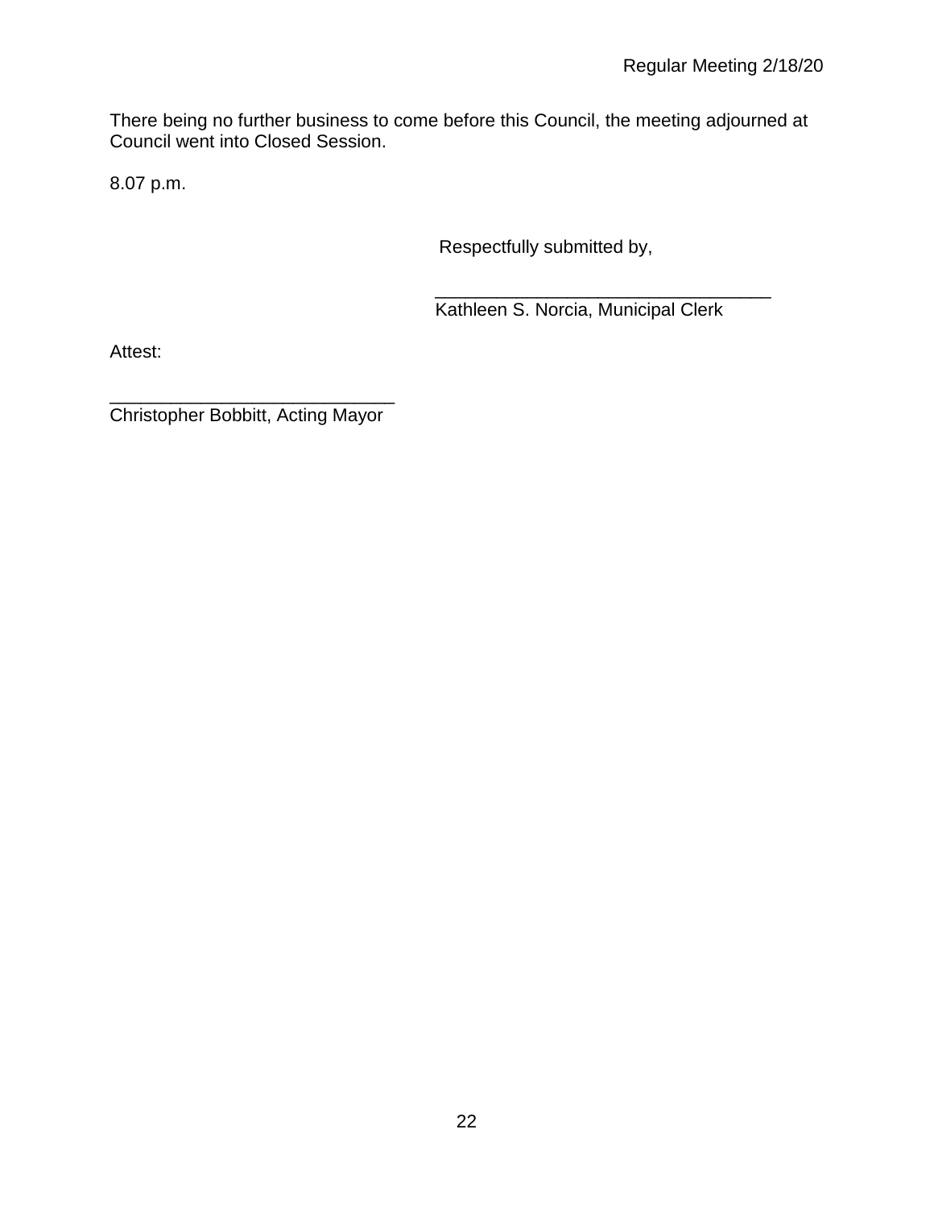There being no further business to come before this Council, the meeting adjourned at Council went into Closed Session.

8.07 p.m.

Respectfully submitted by,

\_\_\_\_\_\_\_\_\_\_\_\_\_\_\_\_\_\_\_\_\_\_\_\_\_\_\_\_\_\_\_\_\_\_\_
Kathleen S. Norcia, Municipal Clerk

Attest:

\_\_\_\_\_\_\_\_\_\_\_\_\_\_\_\_\_\_\_\_\_\_\_\_\_\_\_\_\_
Christopher Bobbitt, Acting Mayor